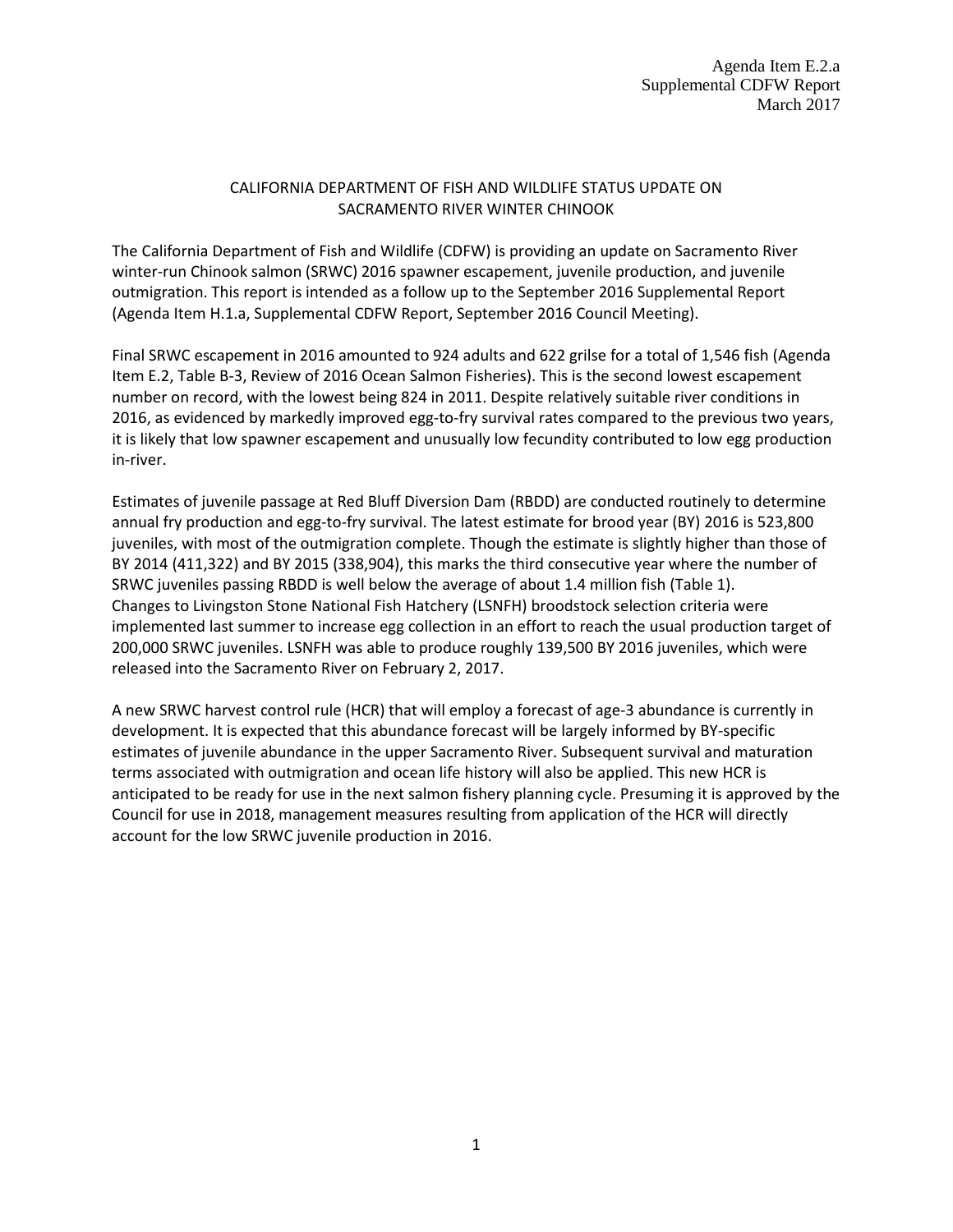Agenda Item E.2.a
Supplemental CDFW Report
March 2017

# CALIFORNIA DEPARTMENT OF FISH AND WILDLIFE STATUS UPDATE ON SACRAMENTO RIVER WINTER CHINOOK

The California Department of Fish and Wildlife (CDFW) is providing an update on Sacramento River winter-run Chinook salmon (SRWC) 2016 spawner escapement, juvenile production, and juvenile outmigration. This report is intended as a follow up to the September 2016 Supplemental Report (Agenda Item H.1.a, Supplemental CDFW Report, September 2016 Council Meeting).

Final SRWC escapement in 2016 amounted to 924 adults and 622 grilse for a total of 1,546 fish (Agenda Item E.2, Table B-3, Review of 2016 Ocean Salmon Fisheries). This is the second lowest escapement number on record, with the lowest being 824 in 2011. Despite relatively suitable river conditions in 2016, as evidenced by markedly improved egg-to-fry survival rates compared to the previous two years, it is likely that low spawner escapement and unusually low fecundity contributed to low egg production in-river.

Estimates of juvenile passage at Red Bluff Diversion Dam (RBDD) are conducted routinely to determine annual fry production and egg-to-fry survival. The latest estimate for brood year (BY) 2016 is 523,800 juveniles, with most of the outmigration complete. Though the estimate is slightly higher than those of BY 2014 (411,322) and BY 2015 (338,904), this marks the third consecutive year where the number of SRWC juveniles passing RBDD is well below the average of about 1.4 million fish (Table 1). Changes to Livingston Stone National Fish Hatchery (LSNFH) broodstock selection criteria were implemented last summer to increase egg collection in an effort to reach the usual production target of 200,000 SRWC juveniles. LSNFH was able to produce roughly 139,500 BY 2016 juveniles, which were released into the Sacramento River on February 2, 2017.

A new SRWC harvest control rule (HCR) that will employ a forecast of age-3 abundance is currently in development. It is expected that this abundance forecast will be largely informed by BY-specific estimates of juvenile abundance in the upper Sacramento River. Subsequent survival and maturation terms associated with outmigration and ocean life history will also be applied. This new HCR is anticipated to be ready for use in the next salmon fishery planning cycle. Presuming it is approved by the Council for use in 2018, management measures resulting from application of the HCR will directly account for the low SRWC juvenile production in 2016.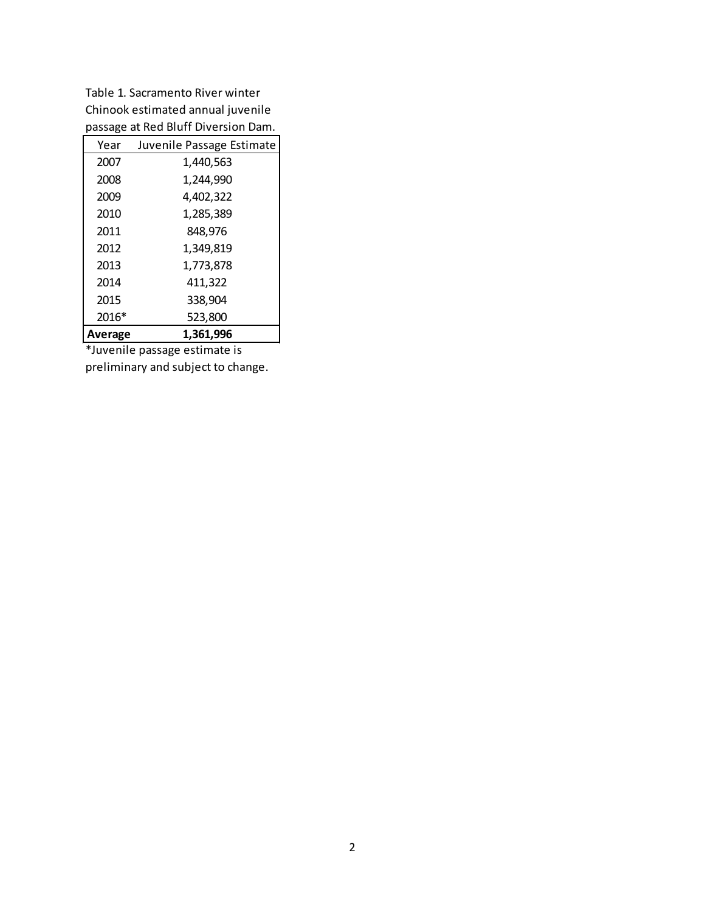Table 1. Sacramento River winter Chinook estimated annual juvenile passage at Red Bluff Diversion Dam.

| Year | Juvenile Passage Estimate |
|---|---|
| 2007 | 1,440,563 |
| 2008 | 1,244,990 |
| 2009 | 4,402,322 |
| 2010 | 1,285,389 |
| 2011 | 848,976 |
| 2012 | 1,349,819 |
| 2013 | 1,773,878 |
| 2014 | 411,322 |
| 2015 | 338,904 |
| 2016* | 523,800 |
| **Average** | **1,361,996** |

*Juvenile passage estimate is preliminary and subject to change.